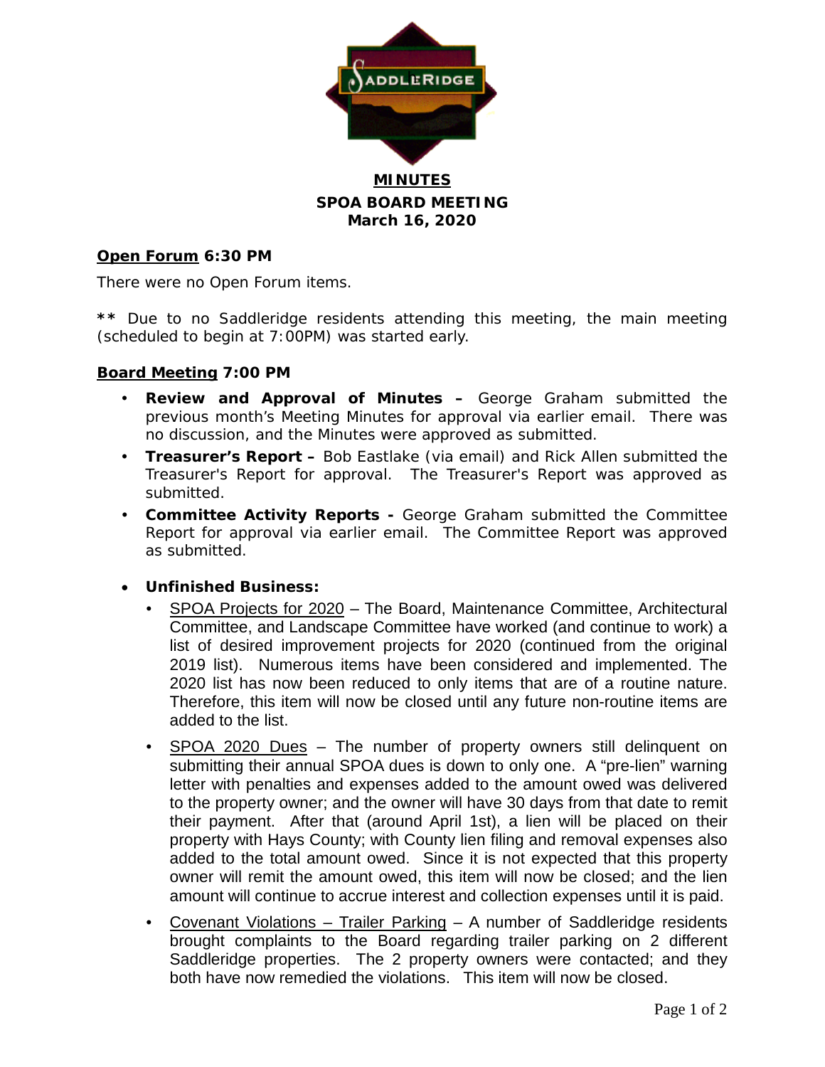**MINUTES**

**SPOA BOARD MEETING**

**March 16, 2020**

**Open Forum 6:30 PM**

There were no Open Forum items.

\*\* Due to no Saddleridge residents attending this meeting, the main meeting (scheduled to begin at 7:00PM) was started early.

**Board Meeting 7:00 PM**

- **Review and Approval of Minutes –** George Graham submitted the previous month's Meeting Minutes for approval via earlier email. There was no discussion, and the Minutes were approved as submitted.
- **Treasurer's Report –** Bob Eastlake (via email) and Rick Allen submitted the Treasurer's Report for approval. The Treasurer's Report was approved as submitted.
- **Committee Activity Reports -** George Graham submitted the Committee Report for approval via earlier email. The Committee Report was approved as submitted.
- **Unfinished Business:**
  - SPOA Projects for 2020 – The Board, Maintenance Committee, Architectural Committee, and Landscape Committee have worked (and continue to work) a list of desired improvement projects for 2020 (continued from the original 2019 list). Numerous items have been considered and implemented. The 2020 list has now been reduced to only items that are of a routine nature. Therefore, this item will now be closed until any future non-routine items are added to the list.
  - SPOA 2020 Dues – The number of property owners still delinquent on submitting their annual SPOA dues is down to only one. A "pre-lien" warning letter with penalties and expenses added to the amount owed was delivered to the property owner; and the owner will have 30 days from that date to remit their payment. After that (around April 1st), a lien will be placed on their property with Hays County; with County lien filing and removal expenses also added to the total amount owed. Since it is not expected that this property owner will remit the amount owed, this item will now be closed; and the lien amount will continue to accrue interest and collection expenses until it is paid.
  - Covenant Violations – Trailer Parking – A number of Saddleridge residents brought complaints to the Board regarding trailer parking on 2 different Saddleridge properties. The 2 property owners were contacted; and they both have now remedied the violations. This item will now be closed.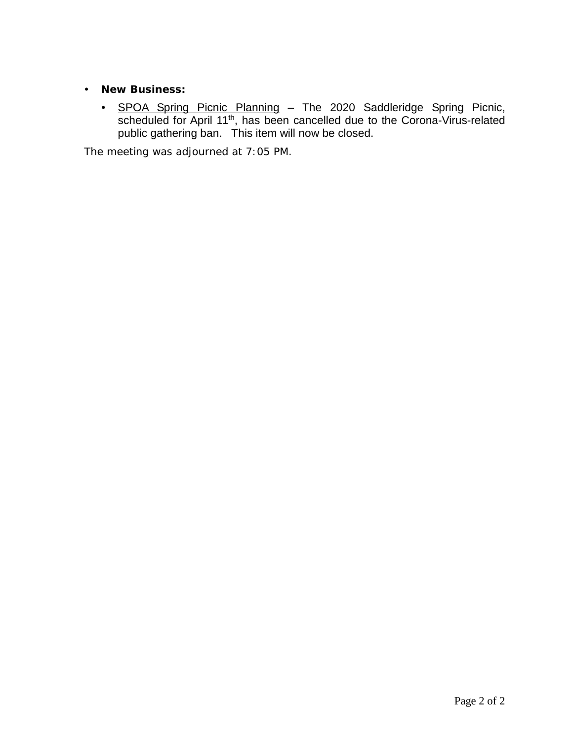- **New Business:**
  - <u>SPOA Spring Picnic Planning</u> – The 2020 Saddleridge Spring Picnic, scheduled for April 11th, has been cancelled due to the Corona-Virus-related public gathering ban. This item will now be closed.

The meeting was adjourned at 7:05 PM.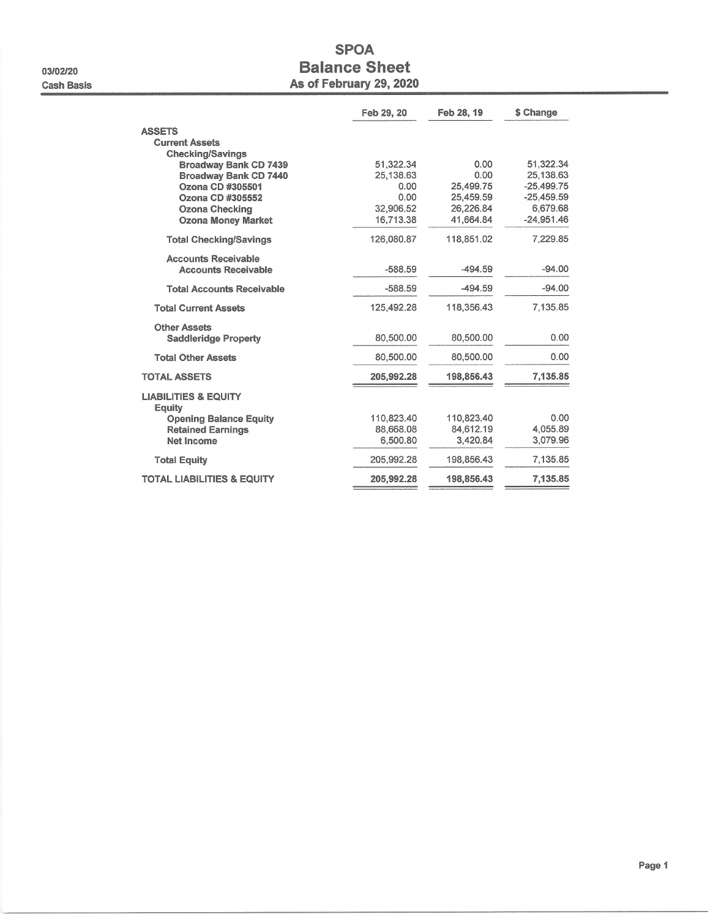03/02/20

Cash Basis

# SPOA
## Balance Sheet
### As of February 29, 2020

| | Feb 29, 20 | Feb 28, 19 | $ Change |
|---|---|---|---|
| **ASSETS** | | | |
| **Current Assets** | | | |
| **Checking/Savings** | | | |
| **Broadway Bank CD 7439** | 51,322.34 | 0.00 | 51,322.34 |
| **Broadway Bank CD 7440** | 25,138.63 | 0.00 | 25,138.63 |
| **Ozona CD #305501** | 0.00 | 25,499.75 | -25,499.75 |
| **Ozona CD #305552** | 0.00 | 25,459.59 | -25,459.59 |
| **Ozona Checking** | 32,906.52 | 26,226.84 | 6,679.68 |
| **Ozona Money Market** | 16,713.38 | 41,664.84 | -24,951.46 |
| **Total Checking/Savings** | 126,080.87 | 118,851.02 | 7,229.85 |
| **Accounts Receivable** | | | |
| **Accounts Receivable** | -588.59 | -494.59 | -94.00 |
| **Total Accounts Receivable** | -588.59 | -494.59 | -94.00 |
| **Total Current Assets** | 125,492.28 | 118,356.43 | 7,135.85 |
| **Other Assets** | | | |
| **Saddleridge Property** | 80,500.00 | 80,500.00 | 0.00 |
| **Total Other Assets** | 80,500.00 | 80,500.00 | 0.00 |
| **TOTAL ASSETS** | **205,992.28** | **198,856.43** | **7,135.85** |
| **LIABILITIES & EQUITY** | | | |
| **Equity** | | | |
| **Opening Balance Equity** | 110,823.40 | 110,823.40 | 0.00 |
| **Retained Earnings** | 88,668.08 | 84,612.19 | 4,055.89 |
| **Net Income** | 6,500.80 | 3,420.84 | 3,079.96 |
| **Total Equity** | 205,992.28 | 198,856.43 | 7,135.85 |
| **TOTAL LIABILITIES & EQUITY** | **205,992.28** | **198,856.43** | **7,135.85** |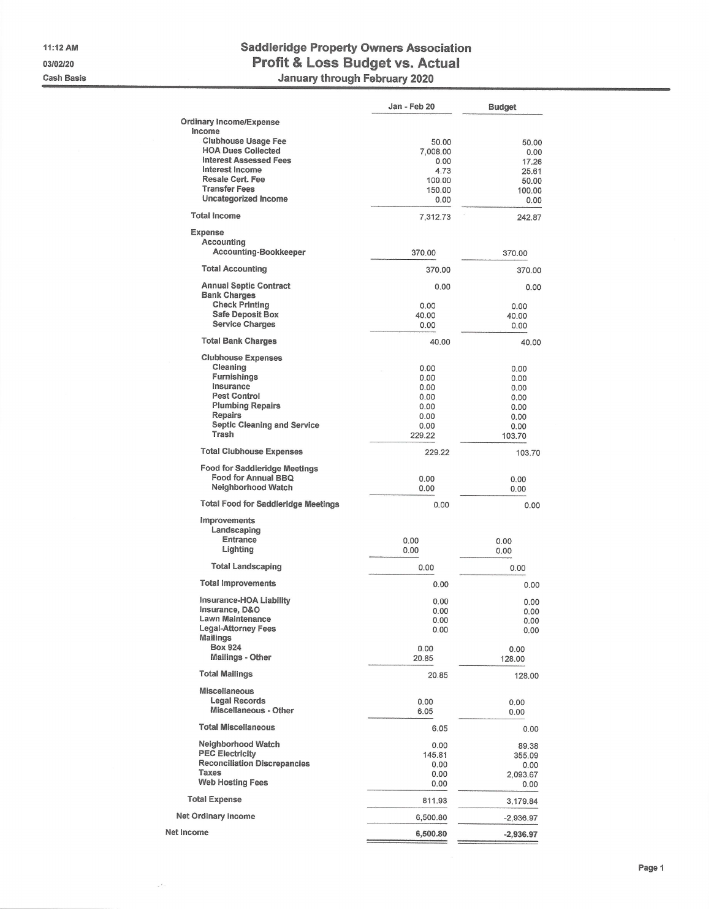# Saddleridge Property Owners Association

## Profit & Loss Budget vs. Actual

### January through February 2020

11:12 AM
03/02/20
Cash Basis

| | Jan - Feb 20 | Budget |
|---|---|---|
| **Ordinary Income/Expense** | | |
| **Income** | | |
| Clubhouse Usage Fee | 50.00 | 50.00 |
| HOA Dues Collected | 7,008.00 | 0.00 |
| Interest Assessed Fees | 0.00 | 17.26 |
| Interest Income | 4.73 | 25.61 |
| Resale Cert. Fee | 100.00 | 50.00 |
| Transfer Fees | 150.00 | 100.00 |
| Uncategorized Income | 0.00 | 0.00 |
| **Total Income** | 7,312.73 | 242.87 |
| **Expense** | | |
| Accounting | | |
| Accounting-Bookkeeper | 370.00 | 370.00 |
| Total Accounting | 370.00 | 370.00 |
| Annual Septic Contract | 0.00 | 0.00 |
| Bank Charges | | |
| Check Printing | 0.00 | 0.00 |
| Safe Deposit Box | 40.00 | 40.00 |
| Service Charges | 0.00 | 0.00 |
| Total Bank Charges | 40.00 | 40.00 |
| Clubhouse Expenses | | |
| Cleaning | 0.00 | 0.00 |
| Furnishings | 0.00 | 0.00 |
| Insurance | 0.00 | 0.00 |
| Pest Control | 0.00 | 0.00 |
| Plumbing Repairs | 0.00 | 0.00 |
| Repairs | 0.00 | 0.00 |
| Septic Cleaning and Service | 0.00 | 0.00 |
| Trash | 229.22 | 103.70 |
| Total Clubhouse Expenses | 229.22 | 103.70 |
| Food for Saddleridge Meetings | | |
| Food for Annual BBQ | 0.00 | 0.00 |
| Neighborhood Watch | 0.00 | 0.00 |
| Total Food for Saddleridge Meetings | 0.00 | 0.00 |
| Improvements | | |
| Landscaping | | |
| Entrance | 0.00 | 0.00 |
| Lighting | 0.00 | 0.00 |
| Total Landscaping | 0.00 | 0.00 |
| Total Improvements | 0.00 | 0.00 |
| Insurance-HOA Liability | 0.00 | 0.00 |
| Insurance, D&O | 0.00 | 0.00 |
| Lawn Maintenance | 0.00 | 0.00 |
| Legal-Attorney Fees | 0.00 | 0.00 |
| Mailings | | |
| Box 924 | 0.00 | 0.00 |
| Mailings - Other | 20.85 | 128.00 |
| Total Mailings | 20.85 | 128.00 |
| Miscellaneous | | |
| Legal Records | 0.00 | 0.00 |
| Miscellaneous - Other | 6.05 | 0.00 |
| Total Miscellaneous | 6.05 | 0.00 |
| Neighborhood Watch | 0.00 | 89.38 |
| PEC Electricity | 145.81 | 355.09 |
| Reconciliation Discrepancies | 0.00 | 0.00 |
| Taxes | 0.00 | 2,093.67 |
| Web Hosting Fees | 0.00 | 0.00 |
| **Total Expense** | 811.93 | 3,179.84 |
| **Net Ordinary Income** | 6,500.80 | -2,936.97 |
| **Net Income** | **6,500.80** | **-2,936.97** |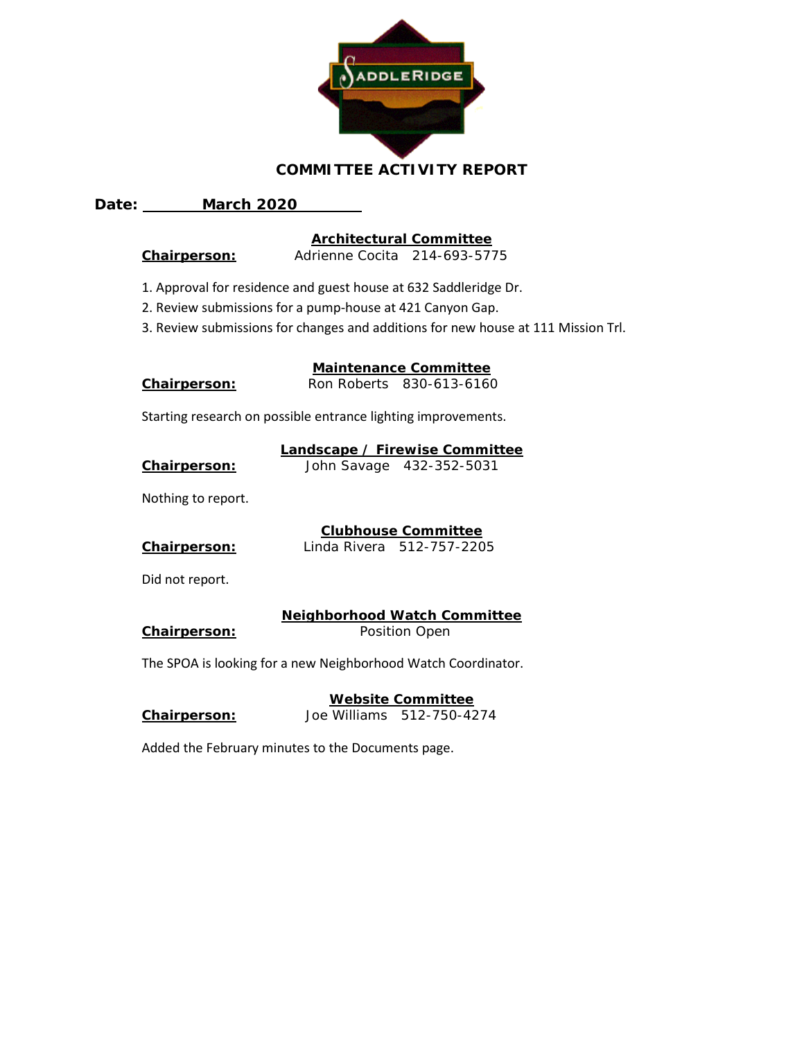SADDLERIDGE

# COMMITTEE ACTIVITY REPORT

**Date: March 2020**

## Architectural Committee

**Chairperson:** Adrienne Cocita 214-693-5775

1. Approval for residence and guest house at 632 Saddleridge Dr.
2. Review submissions for a pump-house at 421 Canyon Gap.
3. Review submissions for changes and additions for new house at 111 Mission Trl.

## Maintenance Committee

**Chairperson:** Ron Roberts 830-613-6160

Starting research on possible entrance lighting improvements.

## Landscape / Firewise Committee

**Chairperson:** John Savage 432-352-5031

Nothing to report.

## Clubhouse Committee

**Chairperson:** Linda Rivera 512-757-2205

Did not report.

## Neighborhood Watch Committee

**Chairperson:** Position Open

The SPOA is looking for a new Neighborhood Watch Coordinator.

## Website Committee

**Chairperson:** Joe Williams 512-750-4274

Added the February minutes to the Documents page.